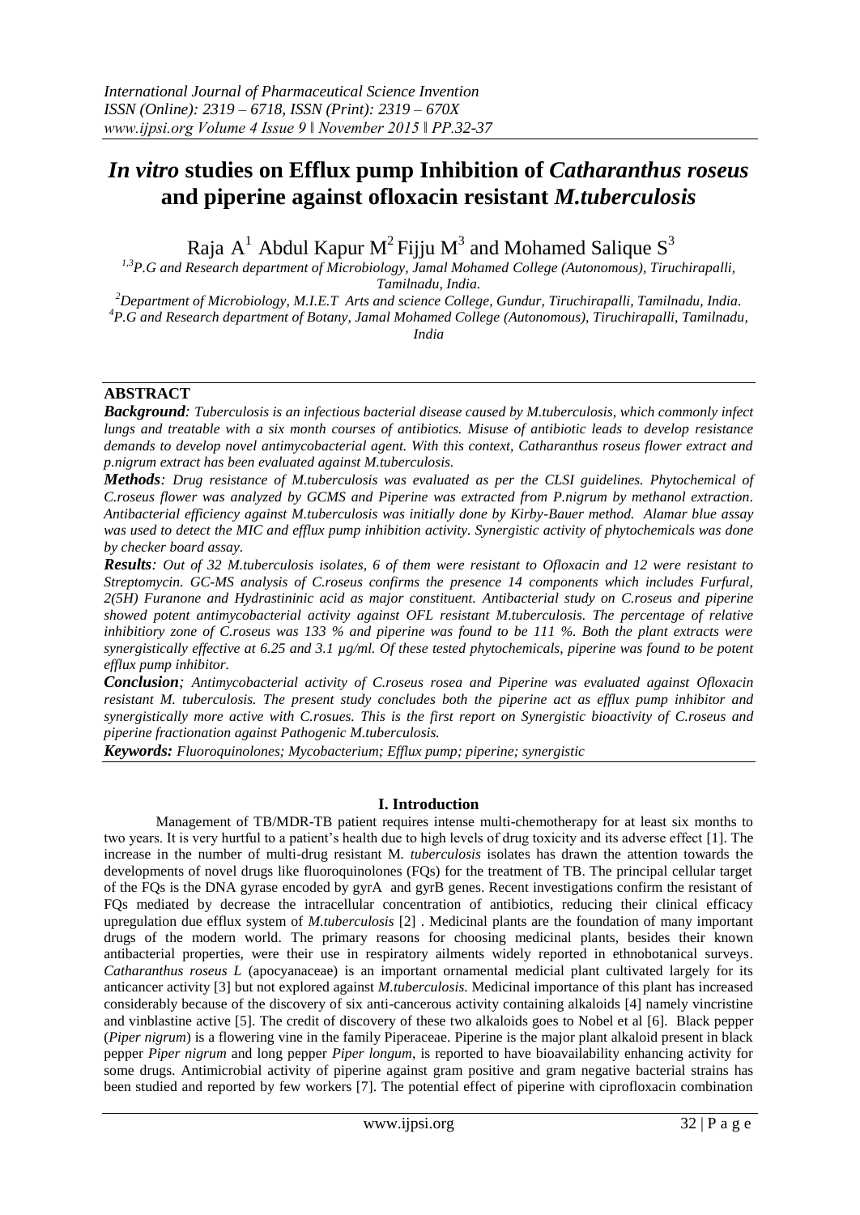# *In vitro* studies on Efflux pump Inhibition of *Catharanthus roseus* and piperine against ofloxacin resistant *M.tuberculosis*

Raja A[1] Abdul Kapur M[2] Fijju M[3] and Mohamed Salique S[3]

[1,3]P.G and Research department of Microbiology, Jamal Mohamed College (Autonomous), Tiruchirapalli, Tamilnadu, India.

[2]Department of Microbiology, M.I.E.T Arts and science College, Gundur, Tiruchirapalli, Tamilnadu, India.

[4]P.G and Research department of Botany, Jamal Mohamed College (Autonomous), Tiruchirapalli, Tamilnadu, India

## ABSTRACT

***Background****: Tuberculosis is an infectious bacterial disease caused by M.tuberculosis, which commonly infect lungs and treatable with a six month courses of antibiotics. Misuse of antibiotic leads to develop resistance demands to develop novel antimycobacterial agent. With this context, Catharanthus roseus flower extract and p.nigrum extract has been evaluated against M.tuberculosis.*

***Methods****: Drug resistance of M.tuberculosis was evaluated as per the CLSI guidelines. Phytochemical of C.roseus flower was analyzed by GCMS and Piperine was extracted from P.nigrum by methanol extraction. Antibacterial efficiency against M.tuberculosis was initially done by Kirby-Bauer method. Alamar blue assay was used to detect the MIC and efflux pump inhibition activity. Synergistic activity of phytochemicals was done by checker board assay.*

***Results****: Out of 32 M.tuberculosis isolates, 6 of them were resistant to Ofloxacin and 12 were resistant to Streptomycin. GC-MS analysis of C.roseus confirms the presence 14 components which includes Furfural, 2(5H) Furanone and Hydrastininic acid as major constituent. Antibacterial study on C.roseus and piperine showed potent antimycobacterial activity against OFL resistant M.tuberculosis. The percentage of relative inhibitiory zone of C.roseus was 133 % and piperine was found to be 111 %. Both the plant extracts were synergistically effective at 6.25 and 3.1 µg/ml. Of these tested phytochemicals, piperine was found to be potent efflux pump inhibitor.*

***Conclusion****; Antimycobacterial activity of C.roseus rosea and Piperine was evaluated against Ofloxacin resistant M. tuberculosis. The present study concludes both the piperine act as efflux pump inhibitor and synergistically more active with C.rosues. This is the first report on Synergistic bioactivity of C.roseus and piperine fractionation against Pathogenic M.tuberculosis.*

***Keywords:*** *Fluoroquinolones; Mycobacterium; Efflux pump; piperine; synergistic*

## I. Introduction

Management of TB/MDR-TB patient requires intense multi-chemotherapy for at least six months to two years. It is very hurtful to a patient's health due to high levels of drug toxicity and its adverse effect [1]. The increase in the number of multi-drug resistant M. *tuberculosis* isolates has drawn the attention towards the developments of novel drugs like fluoroquinolones (FQs) for the treatment of TB. The principal cellular target of the FQs is the DNA gyrase encoded by gyrA and gyrB genes. Recent investigations confirm the resistant of FQs mediated by decrease the intracellular concentration of antibiotics, reducing their clinical efficacy upregulation due efflux system of *M.tuberculosis* [2] . Medicinal plants are the foundation of many important drugs of the modern world. The primary reasons for choosing medicinal plants, besides their known antibacterial properties, were their use in respiratory ailments widely reported in ethnobotanical surveys. *Catharanthus roseus L* (apocyanaceae) is an important ornamental medicial plant cultivated largely for its anticancer activity [3] but not explored against *M.tuberculosis.* Medicinal importance of this plant has increased considerably because of the discovery of six anti-cancerous activity containing alkaloids [4] namely vincristine and vinblastine active [5]. The credit of discovery of these two alkaloids goes to Nobel et al [6]. Black pepper (*Piper nigrum*) is a flowering vine in the family Piperaceae. Piperine is the major plant alkaloid present in black pepper *Piper nigrum* and long pepper *Piper longum*, is reported to have bioavailability enhancing activity for some drugs. Antimicrobial activity of piperine against gram positive and gram negative bacterial strains has been studied and reported by few workers [7]. The potential effect of piperine with ciprofloxacin combination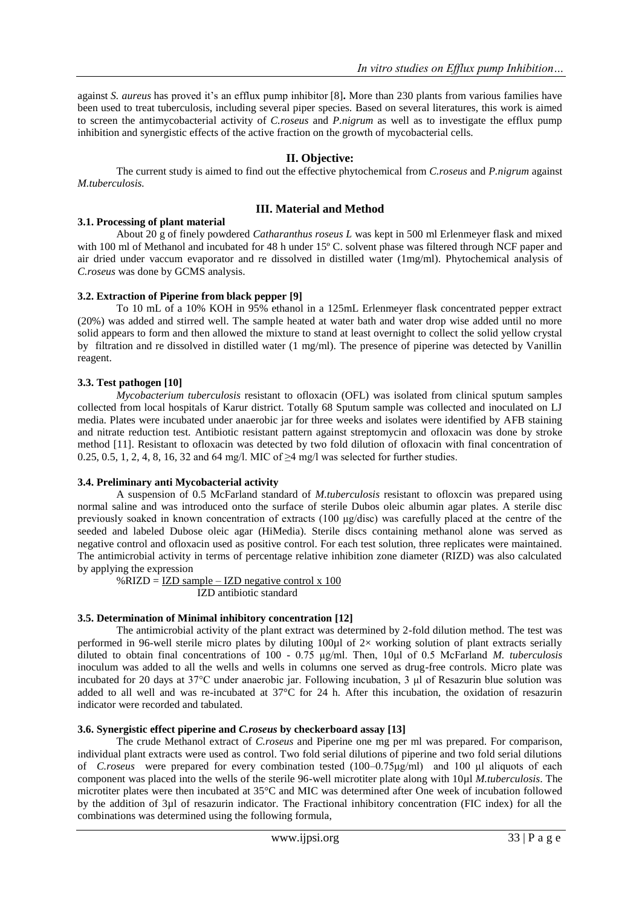against *S. aureus* has proved it's an efflux pump inhibitor [8]**.** More than 230 plants from various families have been used to treat tuberculosis, including several piper species. Based on several literatures, this work is aimed to screen the antimycobacterial activity of *C.roseus* and *P.nigrum* as well as to investigate the efflux pump inhibition and synergistic effects of the active fraction on the growth of mycobacterial cells.

## II. Objective:

The current study is aimed to find out the effective phytochemical from *C.roseus* and *P.nigrum* against *M.tuberculosis.*

## III. Material and Method

### 3.1. Processing of plant material

About 20 g of finely powdered *Catharanthus roseus L* was kept in 500 ml Erlenmeyer flask and mixed with 100 ml of Methanol and incubated for 48 h under 15º C. solvent phase was filtered through NCF paper and air dried under vaccum evaporator and re dissolved in distilled water (1mg/ml). Phytochemical analysis of *C.roseus* was done by GCMS analysis.

### 3.2. Extraction of Piperine from black pepper [9]

To 10 mL of a 10% KOH in 95% ethanol in a 125mL Erlenmeyer flask concentrated pepper extract (20%) was added and stirred well. The sample heated at water bath and water drop wise added until no more solid appears to form and then allowed the mixture to stand at least overnight to collect the solid yellow crystal by filtration and re dissolved in distilled water (1 mg/ml). The presence of piperine was detected by Vanillin reagent.

### 3.3. Test pathogen [10]

*Mycobacterium tuberculosis* resistant to ofloxacin (OFL) was isolated from clinical sputum samples collected from local hospitals of Karur district. Totally 68 Sputum sample was collected and inoculated on LJ media. Plates were incubated under anaerobic jar for three weeks and isolates were identified by AFB staining and nitrate reduction test. Antibiotic resistant pattern against streptomycin and ofloxacin was done by stroke method [11]. Resistant to ofloxacin was detected by two fold dilution of ofloxacin with final concentration of 0.25, 0.5, 1, 2, 4, 8, 16, 32 and 64 mg/l. MIC of ≥4 mg/l was selected for further studies.

### 3.4. Preliminary anti Mycobacterial activity

A suspension of 0.5 McFarland standard of *M.tuberculosis* resistant to ofloxcin was prepared using normal saline and was introduced onto the surface of sterile Dubos oleic albumin agar plates. A sterile disc previously soaked in known concentration of extracts (100 µg/disc) was carefully placed at the centre of the seeded and labeled Dubose oleic agar (HiMedia). Sterile discs containing methanol alone was served as negative control and ofloxacin used as positive control. For each test solution, three replicates were maintained. The antimicrobial activity in terms of percentage relative inhibition zone diameter (RIZD) was also calculated by applying the expression

$$\%RIZD = \frac{IZD\ sample - IZD\ negative\ control \times 100}{IZD\ antibiotic\ standard}$$

### 3.5. Determination of Minimal inhibitory concentration [12]

The antimicrobial activity of the plant extract was determined by 2-fold dilution method. The test was performed in 96-well sterile micro plates by diluting 100µl of 2× working solution of plant extracts serially diluted to obtain final concentrations of 100 - 0.75 µg/ml. Then, 10µl of 0.5 McFarland *M. tuberculosis* inoculum was added to all the wells and wells in columns one served as drug-free controls. Micro plate was incubated for 20 days at 37°C under anaerobic jar. Following incubation, 3 µl of Resazurin blue solution was added to all well and was re-incubated at 37°C for 24 h. After this incubation, the oxidation of resazurin indicator were recorded and tabulated.

### 3.6. Synergistic effect piperine and *C.roseus* by checkerboard assay [13]

The crude Methanol extract of *C.roseus* and Piperine one mg per ml was prepared. For comparison, individual plant extracts were used as control. Two fold serial dilutions of piperine and two fold serial dilutions of *C.roseus* were prepared for every combination tested (100–0.75µg/ml) and 100 µl aliquots of each component was placed into the wells of the sterile 96-well microtiter plate along with 10µl *M.tuberculosis*. The microtiter plates were then incubated at 35°C and MIC was determined after One week of incubation followed by the addition of 3µl of resazurin indicator. The Fractional inhibitory concentration (FIC index) for all the combinations was determined using the following formula,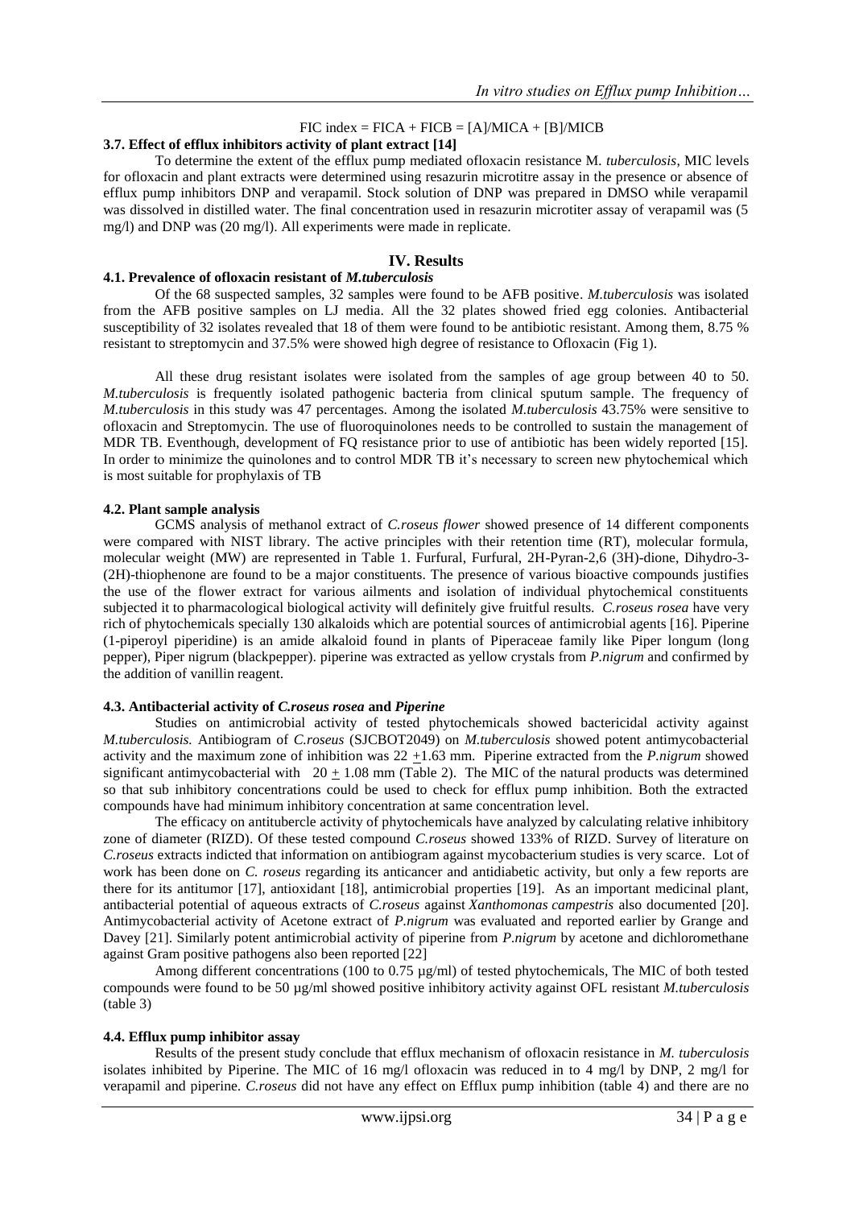$$\text{FIC index} = \text{FICA} + \text{FICB} = [A]/\text{MICA} + [B]/\text{MICB}$$

**3.7. Effect of efflux inhibitors activity of plant extract [14]**

To determine the extent of the efflux pump mediated ofloxacin resistance M. *tuberculosis*, MIC levels for ofloxacin and plant extracts were determined using resazurin microtitre assay in the presence or absence of efflux pump inhibitors DNP and verapamil. Stock solution of DNP was prepared in DMSO while verapamil was dissolved in distilled water. The final concentration used in resazurin microtiter assay of verapamil was (5 mg/l) and DNP was (20 mg/l). All experiments were made in replicate.

## IV. Results

**4.1. Prevalence of ofloxacin resistant of *M.tuberculosis***

Of the 68 suspected samples, 32 samples were found to be AFB positive. *M.tuberculosis* was isolated from the AFB positive samples on LJ media. All the 32 plates showed fried egg colonies. Antibacterial susceptibility of 32 isolates revealed that 18 of them were found to be antibiotic resistant. Among them, 8.75 % resistant to streptomycin and 37.5% were showed high degree of resistance to Ofloxacin (Fig 1).

All these drug resistant isolates were isolated from the samples of age group between 40 to 50. *M.tuberculosis* is frequently isolated pathogenic bacteria from clinical sputum sample. The frequency of *M.tuberculosis* in this study was 47 percentages. Among the isolated *M.tuberculosis* 43.75% were sensitive to ofloxacin and Streptomycin. The use of fluoroquinolones needs to be controlled to sustain the management of MDR TB. Eventhough, development of FQ resistance prior to use of antibiotic has been widely reported [15]. In order to minimize the quinolones and to control MDR TB it's necessary to screen new phytochemical which is most suitable for prophylaxis of TB

**4.2. Plant sample analysis**

GCMS analysis of methanol extract of *C.roseus flower* showed presence of 14 different components were compared with NIST library. The active principles with their retention time (RT), molecular formula, molecular weight (MW) are represented in Table 1. Furfural, Furfural, 2H-Pyran-2,6 (3H)-dione, Dihydro-3-(2H)-thiophenone are found to be a major constituents. The presence of various bioactive compounds justifies the use of the flower extract for various ailments and isolation of individual phytochemical constituents subjected it to pharmacological biological activity will definitely give fruitful results. *C.roseus rosea* have very rich of phytochemicals specially 130 alkaloids which are potential sources of antimicrobial agents [16]. Piperine (1-piperoyl piperidine) is an amide alkaloid found in plants of Piperaceae family like Piper longum (long pepper), Piper nigrum (blackpepper). piperine was extracted as yellow crystals from *P.nigrum* and confirmed by the addition of vanillin reagent.

**4.3. Antibacterial activity of *C.roseus rosea* and *Piperine***

Studies on antimicrobial activity of tested phytochemicals showed bactericidal activity against *M.tuberculosis.* Antibiogram of *C.roseus* (SJCBOT2049) on *M.tuberculosis* showed potent antimycobacterial activity and the maximum zone of inhibition was 22 $\pm$1.63 mm. Piperine extracted from the *P.nigrum* showed significant antimycobacterial with 20 $\pm$ 1.08 mm (Table 2). The MIC of the natural products was determined so that sub inhibitory concentrations could be used to check for efflux pump inhibition. Both the extracted compounds have had minimum inhibitory concentration at same concentration level.

The efficacy on antitubercle activity of phytochemicals have analyzed by calculating relative inhibitory zone of diameter (RIZD). Of these tested compound *C.roseus* showed 133% of RIZD. Survey of literature on *C.roseus* extracts indicted that information on antibiogram against mycobacterium studies is very scarce. Lot of work has been done on *C. roseus* regarding its anticancer and antidiabetic activity, but only a few reports are there for its antitumor [17], antioxidant [18], antimicrobial properties [19]. As an important medicinal plant, antibacterial potential of aqueous extracts of *C.roseus* against *Xanthomonas campestris* also documented [20]. Antimycobacterial activity of Acetone extract of *P.nigrum* was evaluated and reported earlier by Grange and Davey [21]. Similarly potent antimicrobial activity of piperine from *P.nigrum* by acetone and dichloromethane against Gram positive pathogens also been reported [22]

Among different concentrations (100 to 0.75 µg/ml) of tested phytochemicals, The MIC of both tested compounds were found to be 50 µg/ml showed positive inhibitory activity against OFL resistant *M.tuberculosis* (table 3)

**4.4. Efflux pump inhibitor assay**

Results of the present study conclude that efflux mechanism of ofloxacin resistance in *M. tuberculosis* isolates inhibited by Piperine. The MIC of 16 mg/l ofloxacin was reduced in to 4 mg/l by DNP, 2 mg/l for verapamil and piperine. *C.roseus* did not have any effect on Efflux pump inhibition (table 4) and there are no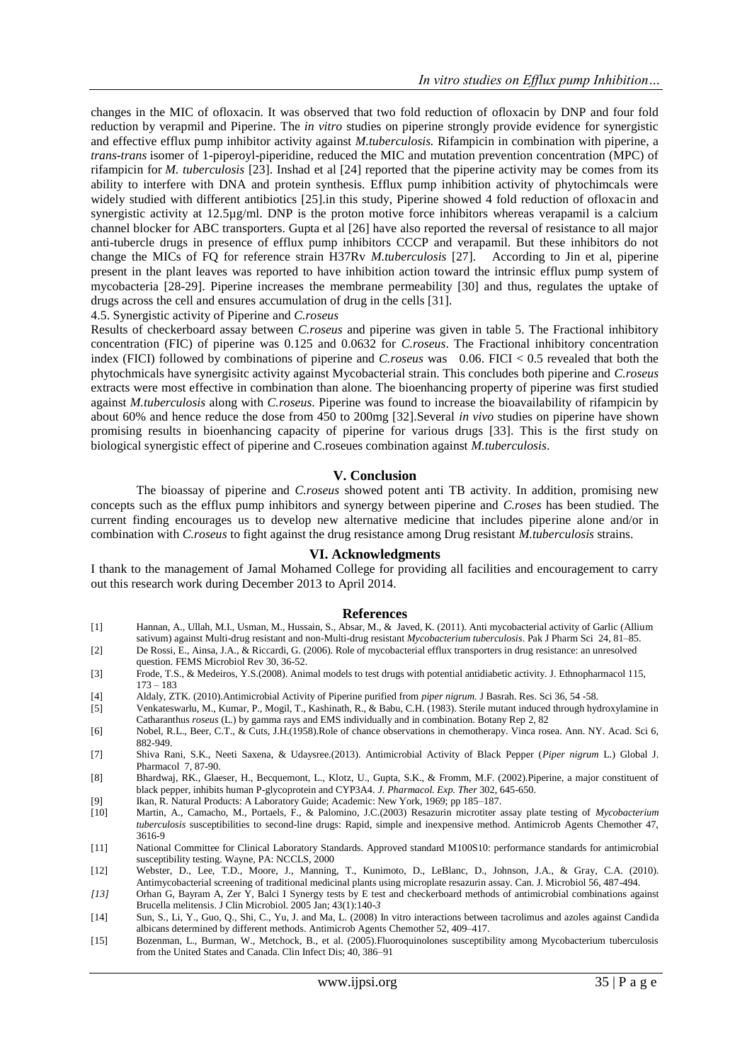changes in the MIC of ofloxacin. It was observed that two fold reduction of ofloxacin by DNP and four fold reduction by verapmil and Piperine. The *in vitro* studies on piperine strongly provide evidence for synergistic and effective efflux pump inhibitor activity against *M.tuberculosis.* Rifampicin in combination with piperine, a *trans-trans* isomer of 1-piperoyl-piperidine, reduced the MIC and mutation prevention concentration (MPC) of rifampicin for *M. tuberculosis* [23]. Inshad et al [24] reported that the piperine activity may be comes from its ability to interfere with DNA and protein synthesis. Efflux pump inhibition activity of phytochimcals were widely studied with different antibiotics [25].in this study, Piperine showed 4 fold reduction of ofloxacin and synergistic activity at 12.5µg/ml. DNP is the proton motive force inhibitors whereas verapamil is a calcium channel blocker for ABC transporters. Gupta et al [26] have also reported the reversal of resistance to all major anti-tubercle drugs in presence of efflux pump inhibitors CCCP and verapamil. But these inhibitors do not change the MICs of FQ for reference strain H37Rv *M.tuberculosis* [27]. According to Jin et al, piperine present in the plant leaves was reported to have inhibition action toward the intrinsic efflux pump system of mycobacteria [28-29]. Piperine increases the membrane permeability [30] and thus, regulates the uptake of drugs across the cell and ensures accumulation of drug in the cells [31].

4.5. Synergistic activity of Piperine and *C.roseus*

Results of checkerboard assay between *C.roseus* and piperine was given in table 5. The Fractional inhibitory concentration (FIC) of piperine was 0.125 and 0.0632 for *C.roseus*. The Fractional inhibitory concentration index (FICI) followed by combinations of piperine and *C.roseus* was 0.06. FICI < 0.5 revealed that both the phytochmicals have synergisitc activity against Mycobacterial strain. This concludes both piperine and *C.roseus* extracts were most effective in combination than alone. The bioenhancing property of piperine was first studied against *M.tuberculosis* along with *C.roseus*. Piperine was found to increase the bioavailability of rifampicin by about 60% and hence reduce the dose from 450 to 200mg [32].Several *in vivo* studies on piperine have shown promising results in bioenhancing capacity of piperine for various drugs [33]. This is the first study on biological synergistic effect of piperine and C.roseues combination against *M.tuberculosis*.

## V. Conclusion

The bioassay of piperine and *C.roseus* showed potent anti TB activity. In addition, promising new concepts such as the efflux pump inhibitors and synergy between piperine and *C.roses* has been studied. The current finding encourages us to develop new alternative medicine that includes piperine alone and/or in combination with *C.roseus* to fight against the drug resistance among Drug resistant *M.tuberculosis* strains.

## VI. Acknowledgments

I thank to the management of Jamal Mohamed College for providing all facilities and encouragement to carry out this research work during December 2013 to April 2014.

## References

[1] Hannan, A., Ullah, M.I., Usman, M., Hussain, S., Absar, M., & Javed, K. (2011). Anti mycobacterial activity of Garlic (Allium sativum) against Multi-drug resistant and non-Multi-drug resistant *Mycobacterium tuberculosis*. Pak J Pharm Sci 24, 81–85.

[2] De Rossi, E., Ainsa, J.A., & Riccardi, G. (2006). Role of mycobacterial efflux transporters in drug resistance: an unresolved question. FEMS Microbiol Rev 30, 36-52.

[3] Frode, T.S., & Medeiros, Y.S.(2008). Animal models to test drugs with potential antidiabetic activity. J. Ethnopharmacol 115, 173 – 183

[4] Aldaly, ZTK. (2010).Antimicrobial Activity of Piperine purified from *piper nigrum.* J Basrah. Res. Sci 36, 54 -58.

[5] Venkateswarlu, M., Kumar, P., Mogil, T., Kashinath, R., & Babu, C.H. (1983). Sterile mutant induced through hydroxylamine in Catharanthus *roseus* (L.) by gamma rays and EMS individually and in combination. Botany Rep 2, 82

[6] Nobel, R.L., Beer, C.T., & Cuts, J.H.(1958).Role of chance observations in chemotherapy. Vinca rosea. Ann. NY. Acad. Sci 6, 882-949.

[7] Shiva Rani, S.K., Neeti Saxena, & Udaysree.(2013). Antimicrobial Activity of Black Pepper (*Piper nigrum* L.) Global J. Pharmacol 7, 87-90.

[8] Bhardwaj, RK., Glaeser, H., Becquemont, L., Klotz, U., Gupta, S.K., & Fromm, M.F. (2002).Piperine, a major constituent of black pepper, inhibits human P-glycoprotein and CYP3A4. *J. Pharmacol. Exp. Ther* 302, 645-650.

[9] Ikan, R. Natural Products: A Laboratory Guide; Academic: New York, 1969; pp 185–187.

[10] Martin, A., Camacho, M., Portaels, F., & Palomino, J.C.(2003) Resazurin microtiter assay plate testing of *Mycobacterium tuberculosis* susceptibilities to second-line drugs: Rapid, simple and inexpensive method. Antimicrob Agents Chemother 47, 3616-9

[11] National Committee for Clinical Laboratory Standards. Approved standard M100S10: performance standards for antimicrobial susceptibility testing. Wayne, PA: NCCLS, 2000

[12] Webster, D., Lee, T.D., Moore, J., Manning, T., Kunimoto, D., LeBlanc, D., Johnson, J.A., & Gray, C.A. (2010). Antimycobacterial screening of traditional medicinal plants using microplate resazurin assay. Can. J. Microbiol 56, 487-494.

*[13]* Orhan G, Bayram A, Zer Y, Balci I Synergy tests by E test and checkerboard methods of antimicrobial combinations against Brucella melitensis. J Clin Microbiol. 2005 Jan; 43(1):140-*3*

[14] Sun, S., Li, Y., Guo, Q., Shi, C., Yu, J. and Ma, L. (2008) In vitro interactions between tacrolimus and azoles against Candida albicans determined by different methods. Antimicrob Agents Chemother 52, 409–417.

[15] Bozenman, L., Burman, W., Metchock, B., et al. (2005).Fluoroquinolones susceptibility among Mycobacterium tuberculosis from the United States and Canada. Clin Infect Dis; 40, 386–91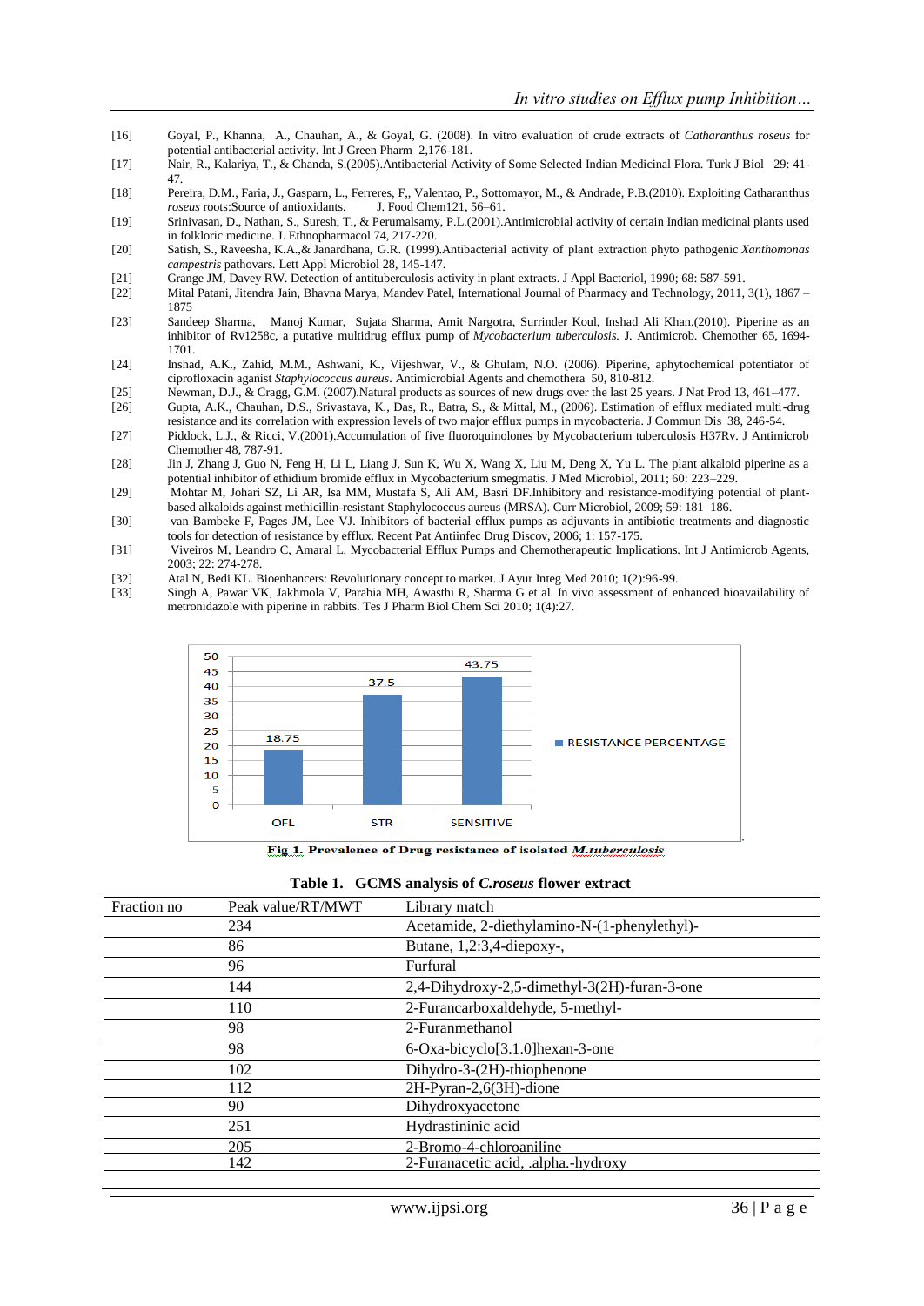[16] Goyal, P., Khanna, A., Chauhan, A., & Goyal, G. (2008). In vitro evaluation of crude extracts of *Catharanthus roseus* for potential antibacterial activity. Int J Green Pharm 2,176-181.

[17] Nair, R., Kalariya, T., & Chanda, S.(2005).Antibacterial Activity of Some Selected Indian Medicinal Flora. Turk J Biol 29: 41-47.

[18] Pereira, D.M., Faria, J., Gasparn, L., Ferreres, F,, Valentao, P., Sottomayor, M., & Andrade, P.B.(2010). Exploiting Catharanthus *roseus* roots:Source of antioxidants. J. Food Chem121, 56–61.

[19] Srinivasan, D., Nathan, S., Suresh, T., & Perumalsamy, P.L.(2001).Antimicrobial activity of certain Indian medicinal plants used in folkloric medicine. J. Ethnopharmacol 74, 217-220.

[20] Satish, S., Raveesha, K.A.,& Janardhana, G.R. (1999).Antibacterial activity of plant extraction phyto pathogenic *Xanthomonas campestris* pathovars. Lett Appl Microbiol 28, 145-147.

[21] Grange JM, Davey RW. Detection of antituberculosis activity in plant extracts. J Appl Bacteriol, 1990; 68: 587-591.

[22] Mital Patani, Jitendra Jain, Bhavna Marya, Mandev Patel, International Journal of Pharmacy and Technology, 2011, 3(1), 1867 – 1875

[23] Sandeep Sharma, Manoj Kumar, Sujata Sharma, Amit Nargotra, Surrinder Koul, Inshad Ali Khan.(2010). Piperine as an inhibitor of Rv1258c, a putative multidrug efflux pump of *Mycobacterium tuberculosis.* J. Antimicrob. Chemother 65, 1694-1701.

[24] Inshad, A.K., Zahid, M.M., Ashwani, K., Vijeshwar, V., & Ghulam, N.O. (2006). Piperine, aphytochemical potentiator of ciprofloxacin aganist *Staphylococcus aureus*. Antimicrobial Agents and chemothera 50, 810-812.

[25] Newman, D.J., & Cragg, G.M. (2007).Natural products as sources of new drugs over the last 25 years. J Nat Prod 13, 461–477.

[26] Gupta, A.K., Chauhan, D.S., Srivastava, K., Das, R., Batra, S., & Mittal, M., (2006). Estimation of efflux mediated multi-drug resistance and its correlation with expression levels of two major efflux pumps in mycobacteria. J Commun Dis 38, 246-54.

[27] Piddock, L.J., & Ricci, V.(2001).Accumulation of five fluoroquinolones by Mycobacterium tuberculosis H37Rv. J Antimicrob Chemother 48, 787-91.

[28] Jin J, Zhang J, Guo N, Feng H, Li L, Liang J, Sun K, Wu X, Wang X, Liu M, Deng X, Yu L. The plant alkaloid piperine as a potential inhibitor of ethidium bromide efflux in Mycobacterium smegmatis. J Med Microbiol, 2011; 60: 223–229.

[29] Mohtar M, Johari SZ, Li AR, Isa MM, Mustafa S, Ali AM, Basri DF.Inhibitory and resistance-modifying potential of plant-based alkaloids against methicillin-resistant Staphylococcus aureus (MRSA). Curr Microbiol, 2009; 59: 181–186.

[30] van Bambeke F, Pages JM, Lee VJ. Inhibitors of bacterial efflux pumps as adjuvants in antibiotic treatments and diagnostic tools for detection of resistance by efflux. Recent Pat Antiinfec Drug Discov, 2006; 1: 157-175.

[31] Viveiros M, Leandro C, Amaral L. Mycobacterial Efflux Pumps and Chemotherapeutic Implications. Int J Antimicrob Agents, 2003; 22: 274-278.

[32] Atal N, Bedi KL. Bioenhancers: Revolutionary concept to market. J Ayur Integ Med 2010; 1(2):96-99.

[33] Singh A, Pawar VK, Jakhmola V, Parabia MH, Awasthi R, Sharma G et al. In vivo assessment of enhanced bioavailability of metronidazole with piperine in rabbits. Tes J Pharm Biol Chem Sci 2010; 1(4):27.

| | RESISTANCE PERCENTAGE |
|---|---|
| OFL | 18.75 |
| STR | 37.5 |
| SENSITIVE | 43.75 |

**Fig 1. Prevalence of Drug resistance of isolated *M.tuberculosis***

**Table 1. GCMS analysis of *C.roseus* flower extract**

| Fraction no | Peak value/RT/MWT | Library match |
|---|---|---|
| | 234 | Acetamide, 2-diethylamino-N-(1-phenylethyl)- |
| | 86 | Butane, 1,2:3,4-diepoxy-, |
| | 96 | Furfural |
| | 144 | 2,4-Dihydroxy-2,5-dimethyl-3(2H)-furan-3-one |
| | 110 | 2-Furancarboxaldehyde, 5-methyl- |
| | 98 | 2-Furanmethanol |
| | 98 | 6-Oxa-bicyclo[3.1.0]hexan-3-one |
| | 102 | Dihydro-3-(2H)-thiophenone |
| | 112 | 2H-Pyran-2,6(3H)-dione |
| | 90 | Dihydroxyacetone |
| | 251 | Hydrastininic acid |
| | 205 | 2-Bromo-4-chloroaniline |
| | 142 | 2-Furanacetic acid, .alpha.-hydroxy |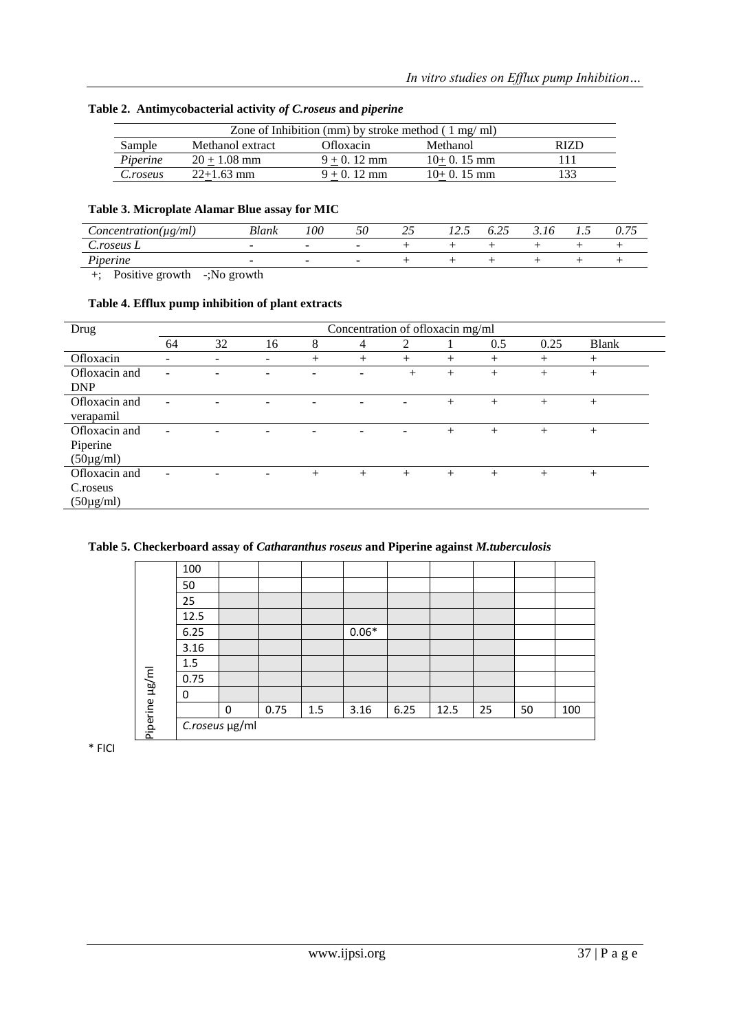**Table 2. Antimycobacterial activity *of C.roseus* and *piperine***

| Zone of Inhibition (mm) by stroke method ( 1 mg/ ml) | | | | |
|---|---|---|---|---|
| Sample | Methanol extract | Ofloxacin | Methanol | RIZD |
| *Piperine* | 20 ± 1.08 mm | 9 ± 0. 12 mm | 10± 0. 15 mm | 111 |
| *C.roseus* | 22±1.63 mm | 9 ± 0. 12 mm | 10± 0. 15 mm | 133 |

**Table 3. Microplate Alamar Blue assay for MIC**

| *Concentration(µg/ml)* | *Blank* | *100* | *50* | *25* | *12.5* | *6.25* | *3.16* | *1.5* | *0.75* |
|---|---|---|---|---|---|---|---|---|---|
| *C.roseus L* | - | - | - | + | + | + | + | + | + |
| *Piperine* | - | - | - | + | + | + | + | + | + |

+; Positive growth -;No growth

**Table 4. Efflux pump inhibition of plant extracts**

| Drug | Concentration of ofloxacin mg/ml | | | | | | | | | |
|---|---|---|---|---|---|---|---|---|---|---|
| | 64 | 32 | 16 | 8 | 4 | 2 | 1 | 0.5 | 0.25 | Blank |
| Ofloxacin | - | - | - | + | + | + | + | + | + | + |
| Ofloxacin and DNP | - | - | - | - | - | + | + | + | + | + |
| Ofloxacin and verapamil | - | - | - | - | - | - | + | + | + | + |
| Ofloxacin and Piperine (50µg/ml) | - | - | - | - | - | - | + | + | + | + |
| Ofloxacin and C.roseus (50µg/ml) | - | - | - | + | + | + | + | + | + | + |

**Table 5. Checkerboard assay of *Catharanthus roseus* and Piperine against *M.tuberculosis***

| Piperine µg/ml | | | | | | | | | |
|---|---|---|---|---|---|---|---|---|---|
| 100 | | | | | | | | | |
| 50 | | | | | | | | | |
| 25 | | | | | | | | | |
| 12.5 | | | | | | | | | |
| 6.25 | | | | 0.06* | | | | | |
| 3.16 | | | | | | | | | |
| 1.5 | | | | | | | | | |
| 0.75 | | | | | | | | | |
| 0 | | | | | | | | | |
| *C.roseus* µg/ml | 0 | 0.75 | 1.5 | 3.16 | 6.25 | 12.5 | 25 | 50 | 100 |

\* FICI